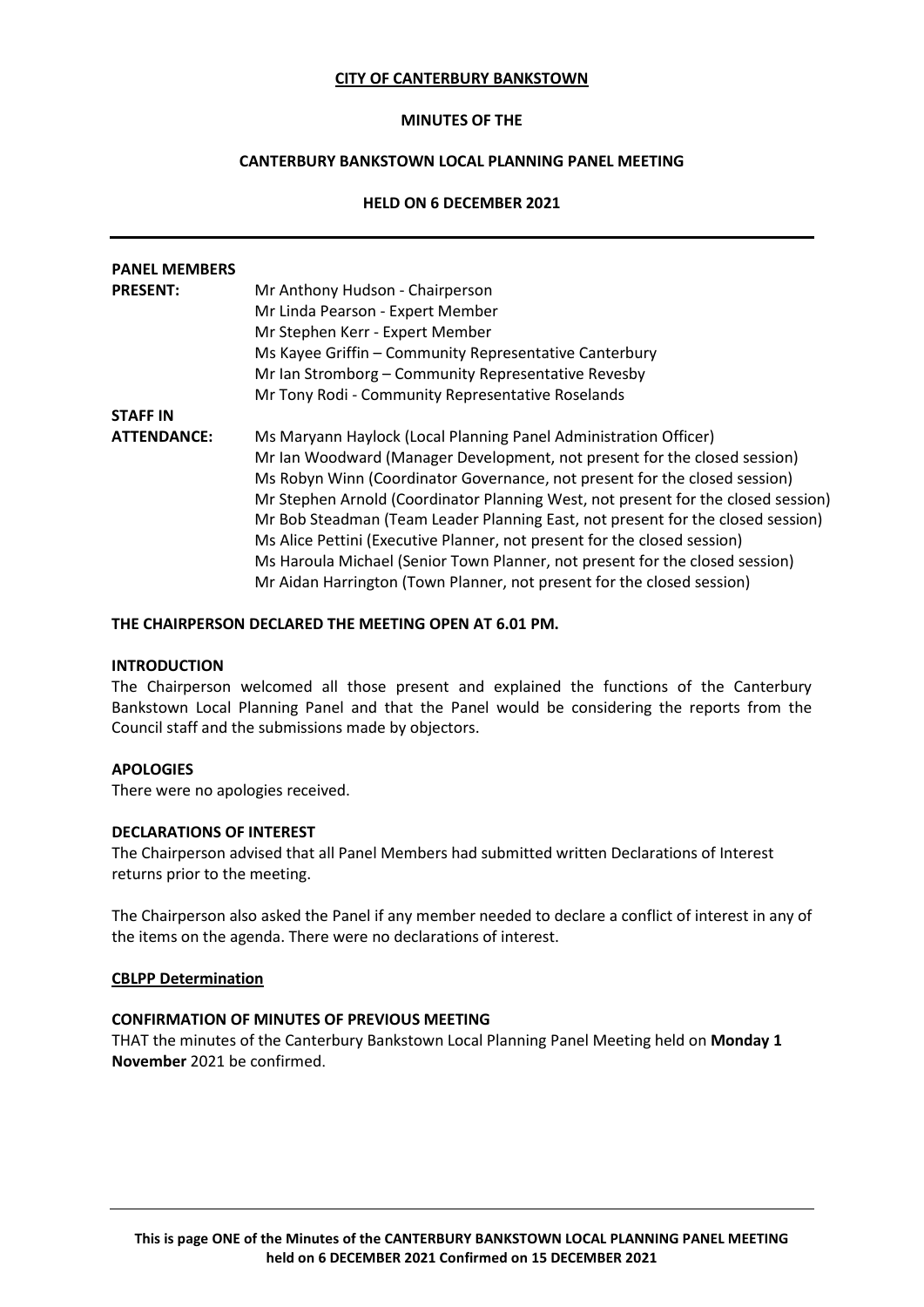**CITY OF CANTERBURY BANKSTOWN**

**MINUTES OF THE**

**CANTERBURY BANKSTOWN LOCAL PLANNING PANEL MEETING**

**HELD ON 6 DECEMBER 2021**

---

| **PANEL MEMBERS PRESENT:** | Mr Anthony Hudson - Chairperson<br>Mr Linda Pearson - Expert Member<br>Mr Stephen Kerr - Expert Member<br>Ms Kayee Griffin – Community Representative Canterbury<br>Mr Ian Stromborg – Community Representative Revesby<br>Mr Tony Rodi - Community Representative Roselands |
|---|---|
| **STAFF IN ATTENDANCE:** | Ms Maryann Haylock (Local Planning Panel Administration Officer)<br>Mr Ian Woodward (Manager Development, not present for the closed session)<br>Ms Robyn Winn (Coordinator Governance, not present for the closed session)<br>Mr Stephen Arnold (Coordinator Planning West, not present for the closed session)<br>Mr Bob Steadman (Team Leader Planning East, not present for the closed session)<br>Ms Alice Pettini (Executive Planner, not present for the closed session)<br>Ms Haroula Michael (Senior Town Planner, not present for the closed session)<br>Mr Aidan Harrington (Town Planner, not present for the closed session) |

**THE CHAIRPERSON DECLARED THE MEETING OPEN AT 6.01 PM.**

**INTRODUCTION**

The Chairperson welcomed all those present and explained the functions of the Canterbury Bankstown Local Planning Panel and that the Panel would be considering the reports from the Council staff and the submissions made by objectors.

**APOLOGIES**

There were no apologies received.

**DECLARATIONS OF INTEREST**

The Chairperson advised that all Panel Members had submitted written Declarations of Interest returns prior to the meeting.

The Chairperson also asked the Panel if any member needed to declare a conflict of interest in any of the items on the agenda. There were no declarations of interest.

**CBLPP Determination**

**CONFIRMATION OF MINUTES OF PREVIOUS MEETING**

THAT the minutes of the Canterbury Bankstown Local Planning Panel Meeting held on **Monday 1 November** 2021 be confirmed.

---

**This is page ONE of the Minutes of the CANTERBURY BANKSTOWN LOCAL PLANNING PANEL MEETING held on 6 DECEMBER 2021 Confirmed on 15 DECEMBER 2021**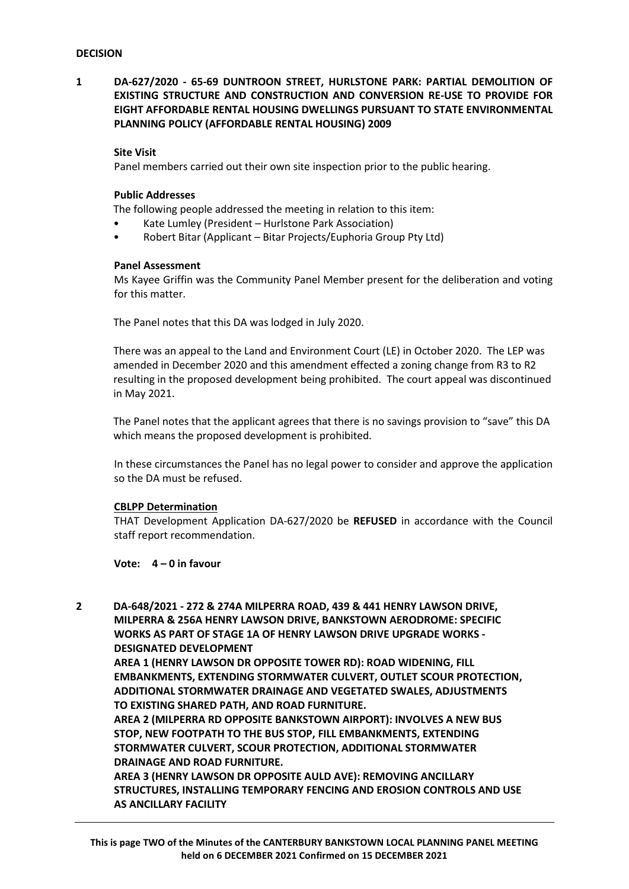**DECISION**

**1 DA-627/2020 - 65-69 DUNTROON STREET, HURLSTONE PARK: PARTIAL DEMOLITION OF EXISTING STRUCTURE AND CONSTRUCTION AND CONVERSION RE-USE TO PROVIDE FOR EIGHT AFFORDABLE RENTAL HOUSING DWELLINGS PURSUANT TO STATE ENVIRONMENTAL PLANNING POLICY (AFFORDABLE RENTAL HOUSING) 2009**

**Site Visit**

Panel members carried out their own site inspection prior to the public hearing.

**Public Addresses**

The following people addressed the meeting in relation to this item:

- Kate Lumley (President – Hurlstone Park Association)
- Robert Bitar (Applicant – Bitar Projects/Euphoria Group Pty Ltd)

**Panel Assessment**

Ms Kayee Griffin was the Community Panel Member present for the deliberation and voting for this matter.

The Panel notes that this DA was lodged in July 2020.

There was an appeal to the Land and Environment Court (LE) in October 2020. The LEP was amended in December 2020 and this amendment effected a zoning change from R3 to R2 resulting in the proposed development being prohibited. The court appeal was discontinued in May 2021.

The Panel notes that the applicant agrees that there is no savings provision to "save" this DA which means the proposed development is prohibited.

In these circumstances the Panel has no legal power to consider and approve the application so the DA must be refused.

**CBLPP Determination**

THAT Development Application DA-627/2020 be **REFUSED** in accordance with the Council staff report recommendation.

**Vote: 4 – 0 in favour**

**2 DA-648/2021 - 272 & 274A MILPERRA ROAD, 439 & 441 HENRY LAWSON DRIVE, MILPERRA & 256A HENRY LAWSON DRIVE, BANKSTOWN AERODROME: SPECIFIC WORKS AS PART OF STAGE 1A OF HENRY LAWSON DRIVE UPGRADE WORKS - DESIGNATED DEVELOPMENT**
**AREA 1 (HENRY LAWSON DR OPPOSITE TOWER RD): ROAD WIDENING, FILL EMBANKMENTS, EXTENDING STORMWATER CULVERT, OUTLET SCOUR PROTECTION, ADDITIONAL STORMWATER DRAINAGE AND VEGETATED SWALES, ADJUSTMENTS TO EXISTING SHARED PATH, AND ROAD FURNITURE.**
**AREA 2 (MILPERRA RD OPPOSITE BANKSTOWN AIRPORT): INVOLVES A NEW BUS STOP, NEW FOOTPATH TO THE BUS STOP, FILL EMBANKMENTS, EXTENDING STORMWATER CULVERT, SCOUR PROTECTION, ADDITIONAL STORMWATER DRAINAGE AND ROAD FURNITURE.**
**AREA 3 (HENRY LAWSON DR OPPOSITE AULD AVE): REMOVING ANCILLARY STRUCTURES, INSTALLING TEMPORARY FENCING AND EROSION CONTROLS AND USE AS ANCILLARY FACILITY**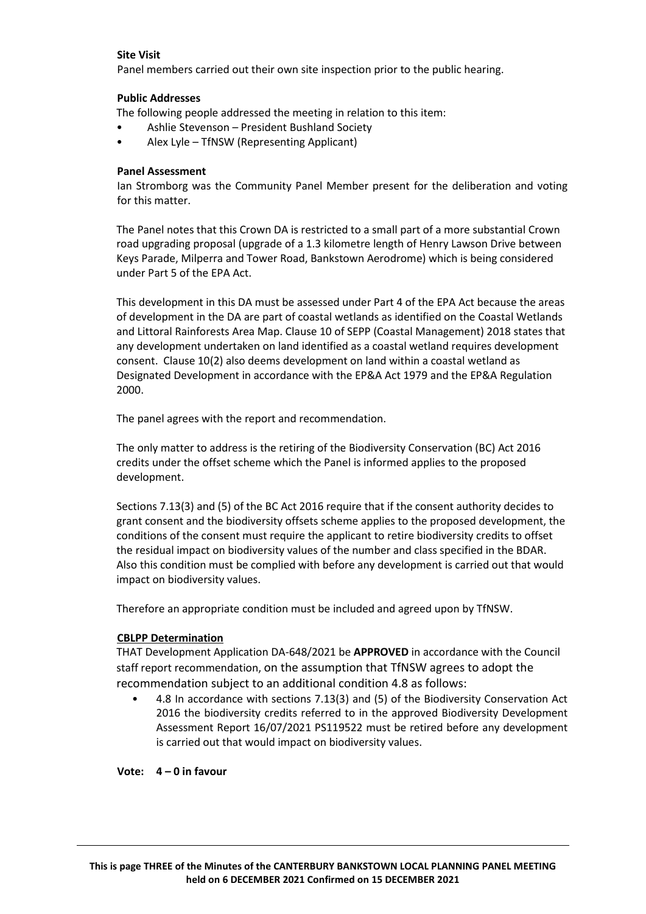**Site Visit**

Panel members carried out their own site inspection prior to the public hearing.

**Public Addresses**

The following people addressed the meeting in relation to this item:

- Ashlie Stevenson – President Bushland Society
- Alex Lyle – TfNSW (Representing Applicant)

**Panel Assessment**

Ian Stromborg was the Community Panel Member present for the deliberation and voting for this matter.

The Panel notes that this Crown DA is restricted to a small part of a more substantial Crown road upgrading proposal (upgrade of a 1.3 kilometre length of Henry Lawson Drive between Keys Parade, Milperra and Tower Road, Bankstown Aerodrome) which is being considered under Part 5 of the EPA Act.

This development in this DA must be assessed under Part 4 of the EPA Act because the areas of development in the DA are part of coastal wetlands as identified on the Coastal Wetlands and Littoral Rainforests Area Map. Clause 10 of SEPP (Coastal Management) 2018 states that any development undertaken on land identified as a coastal wetland requires development consent. Clause 10(2) also deems development on land within a coastal wetland as Designated Development in accordance with the EP&A Act 1979 and the EP&A Regulation 2000.

The panel agrees with the report and recommendation.

The only matter to address is the retiring of the Biodiversity Conservation (BC) Act 2016 credits under the offset scheme which the Panel is informed applies to the proposed development.

Sections 7.13(3) and (5) of the BC Act 2016 require that if the consent authority decides to grant consent and the biodiversity offsets scheme applies to the proposed development, the conditions of the consent must require the applicant to retire biodiversity credits to offset the residual impact on biodiversity values of the number and class specified in the BDAR. Also this condition must be complied with before any development is carried out that would impact on biodiversity values.

Therefore an appropriate condition must be included and agreed upon by TfNSW.

**CBLPP Determination**

THAT Development Application DA-648/2021 be **APPROVED** in accordance with the Council staff report recommendation, on the assumption that TfNSW agrees to adopt the recommendation subject to an additional condition 4.8 as follows:

- 4.8 In accordance with sections 7.13(3) and (5) of the Biodiversity Conservation Act 2016 the biodiversity credits referred to in the approved Biodiversity Development Assessment Report 16/07/2021 PS119522 must be retired before any development is carried out that would impact on biodiversity values.

**Vote: 4 – 0 in favour**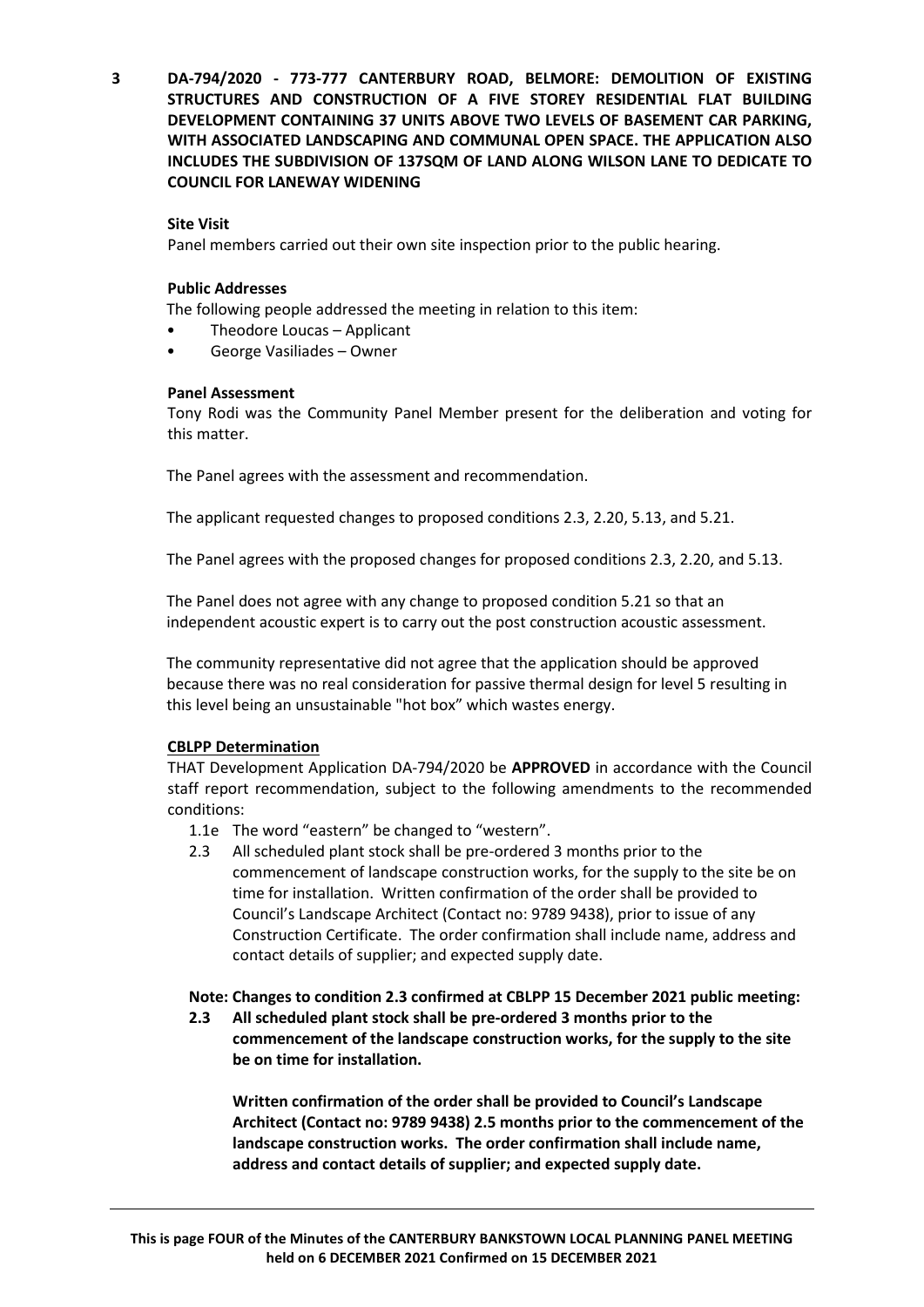## 3 DA-794/2020 - 773-777 CANTERBURY ROAD, BELMORE: DEMOLITION OF EXISTING STRUCTURES AND CONSTRUCTION OF A FIVE STOREY RESIDENTIAL FLAT BUILDING DEVELOPMENT CONTAINING 37 UNITS ABOVE TWO LEVELS OF BASEMENT CAR PARKING, WITH ASSOCIATED LANDSCAPING AND COMMUNAL OPEN SPACE. THE APPLICATION ALSO INCLUDES THE SUBDIVISION OF 137SQM OF LAND ALONG WILSON LANE TO DEDICATE TO COUNCIL FOR LANEWAY WIDENING

**Site Visit**

Panel members carried out their own site inspection prior to the public hearing.

**Public Addresses**

The following people addressed the meeting in relation to this item:

- Theodore Loucas – Applicant
- George Vasiliades – Owner

**Panel Assessment**

Tony Rodi was the Community Panel Member present for the deliberation and voting for this matter.

The Panel agrees with the assessment and recommendation.

The applicant requested changes to proposed conditions 2.3, 2.20, 5.13, and 5.21.

The Panel agrees with the proposed changes for proposed conditions 2.3, 2.20, and 5.13.

The Panel does not agree with any change to proposed condition 5.21 so that an independent acoustic expert is to carry out the post construction acoustic assessment.

The community representative did not agree that the application should be approved because there was no real consideration for passive thermal design for level 5 resulting in this level being an unsustainable "hot box" which wastes energy.

**CBLPP Determination**

THAT Development Application DA-794/2020 be **APPROVED** in accordance with the Council staff report recommendation, subject to the following amendments to the recommended conditions:

1.1e The word "eastern" be changed to "western".

2.3 All scheduled plant stock shall be pre-ordered 3 months prior to the commencement of landscape construction works, for the supply to the site be on time for installation. Written confirmation of the order shall be provided to Council's Landscape Architect (Contact no: 9789 9438), prior to issue of any Construction Certificate. The order confirmation shall include name, address and contact details of supplier; and expected supply date.

**Note: Changes to condition 2.3 confirmed at CBLPP 15 December 2021 public meeting:**

**2.3 All scheduled plant stock shall be pre-ordered 3 months prior to the commencement of the landscape construction works, for the supply to the site be on time for installation.**

**Written confirmation of the order shall be provided to Council's Landscape Architect (Contact no: 9789 9438) 2.5 months prior to the commencement of the landscape construction works. The order confirmation shall include name, address and contact details of supplier; and expected supply date.**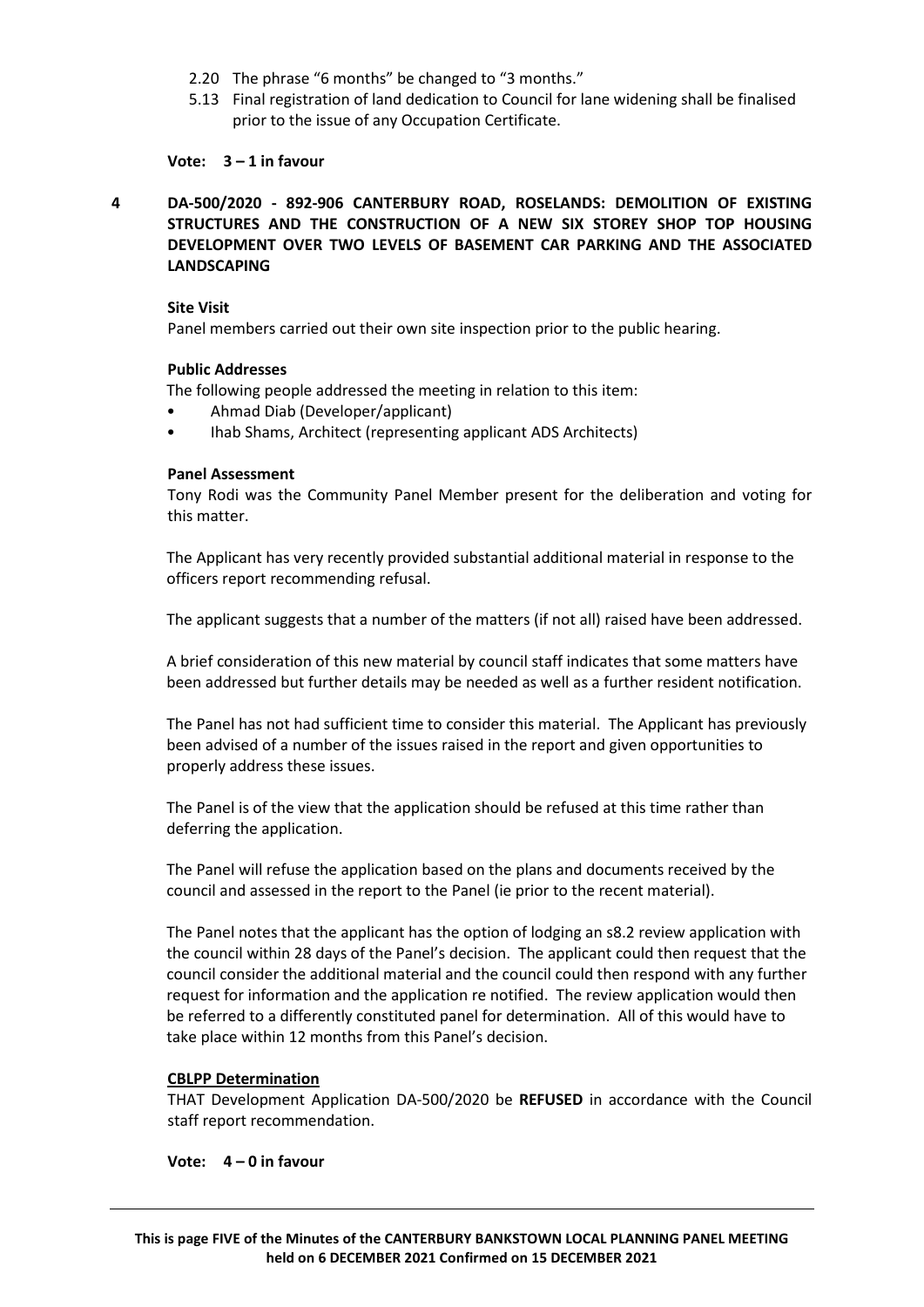2.20 The phrase "6 months" be changed to "3 months."

5.13 Final registration of land dedication to Council for lane widening shall be finalised prior to the issue of any Occupation Certificate.

**Vote: 3 – 1 in favour**

## 4 DA-500/2020 - 892-906 CANTERBURY ROAD, ROSELANDS: DEMOLITION OF EXISTING STRUCTURES AND THE CONSTRUCTION OF A NEW SIX STOREY SHOP TOP HOUSING DEVELOPMENT OVER TWO LEVELS OF BASEMENT CAR PARKING AND THE ASSOCIATED LANDSCAPING

**Site Visit**

Panel members carried out their own site inspection prior to the public hearing.

**Public Addresses**

The following people addressed the meeting in relation to this item:

- Ahmad Diab (Developer/applicant)
- Ihab Shams, Architect (representing applicant ADS Architects)

**Panel Assessment**

Tony Rodi was the Community Panel Member present for the deliberation and voting for this matter.

The Applicant has very recently provided substantial additional material in response to the officers report recommending refusal.

The applicant suggests that a number of the matters (if not all) raised have been addressed.

A brief consideration of this new material by council staff indicates that some matters have been addressed but further details may be needed as well as a further resident notification.

The Panel has not had sufficient time to consider this material. The Applicant has previously been advised of a number of the issues raised in the report and given opportunities to properly address these issues.

The Panel is of the view that the application should be refused at this time rather than deferring the application.

The Panel will refuse the application based on the plans and documents received by the council and assessed in the report to the Panel (ie prior to the recent material).

The Panel notes that the applicant has the option of lodging an s8.2 review application with the council within 28 days of the Panel's decision. The applicant could then request that the council consider the additional material and the council could then respond with any further request for information and the application re notified. The review application would then be referred to a differently constituted panel for determination. All of this would have to take place within 12 months from this Panel's decision.

**CBLPP Determination**

THAT Development Application DA-500/2020 be **REFUSED** in accordance with the Council staff report recommendation.

**Vote: 4 – 0 in favour**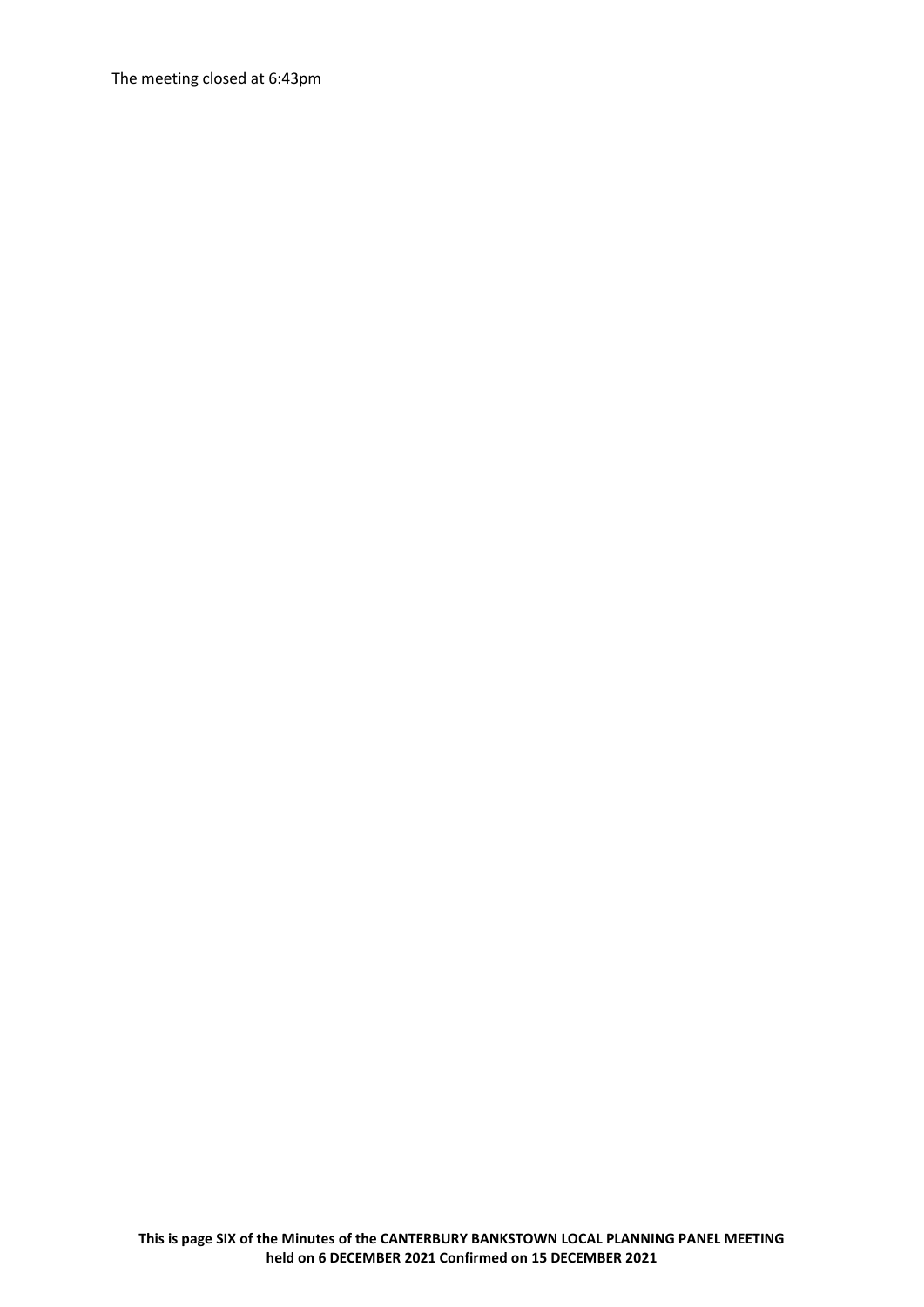The meeting closed at 6:43pm